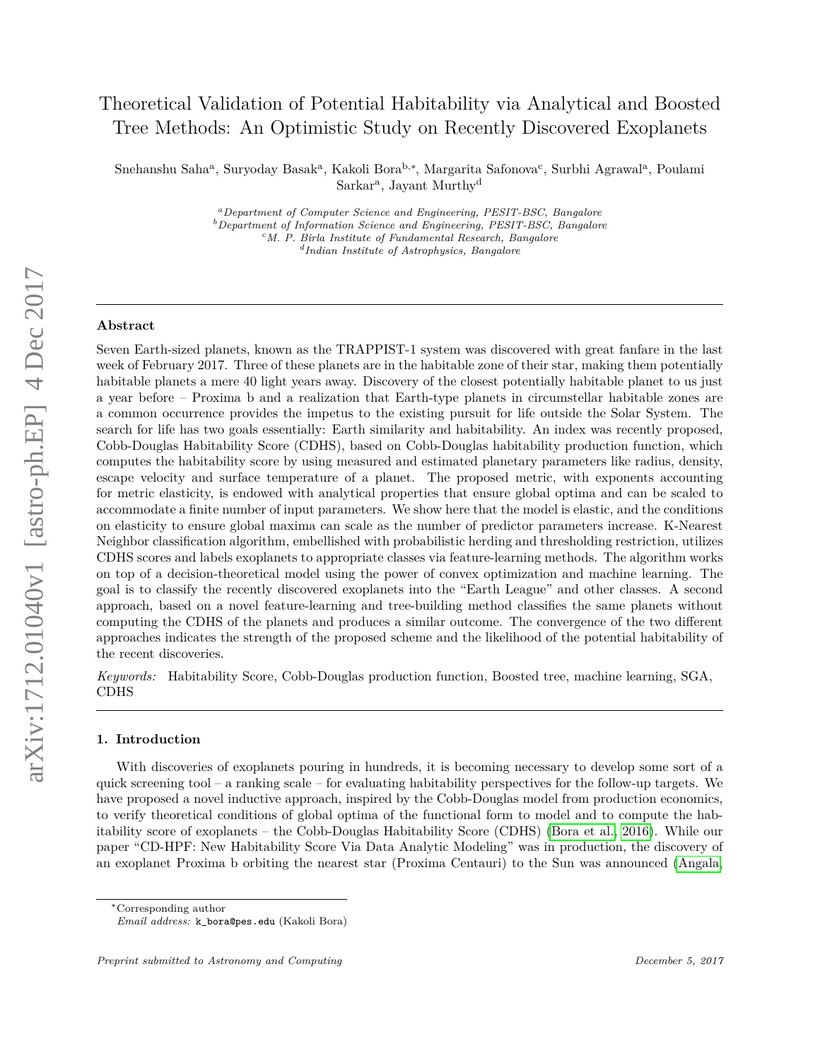# Theoretical Validation of Potential Habitability via Analytical and Boosted Tree Methods: An Optimistic Study on Recently Discovered Exoplanets

Snehanshu Saha[a], Suryoday Basak[a], Kakoli Bora[b,*], Margarita Safonova[c], Surbhi Agrawal[a], Poulami Sarkar[a], Jayant Murthy[d]

[a] *Department of Computer Science and Engineering, PESIT-BSC, Bangalore*
[b] *Department of Information Science and Engineering, PESIT-BSC, Bangalore*
[c] *M. P. Birla Institute of Fundamental Research, Bangalore*
[d] *Indian Institute of Astrophysics, Bangalore*

## Abstract

Seven Earth-sized planets, known as the TRAPPIST-1 system was discovered with great fanfare in the last week of February 2017. Three of these planets are in the habitable zone of their star, making them potentially habitable planets a mere 40 light years away. Discovery of the closest potentially habitable planet to us just a year before – Proxima b and a realization that Earth-type planets in circumstellar habitable zones are a common occurrence provides the impetus to the existing pursuit for life outside the Solar System. The search for life has two goals essentially: Earth similarity and habitability. An index was recently proposed, Cobb-Douglas Habitability Score (CDHS), based on Cobb-Douglas habitability production function, which computes the habitability score by using measured and estimated planetary parameters like radius, density, escape velocity and surface temperature of a planet. The proposed metric, with exponents accounting for metric elasticity, is endowed with analytical properties that ensure global optima and can be scaled to accommodate a finite number of input parameters. We show here that the model is elastic, and the conditions on elasticity to ensure global maxima can scale as the number of predictor parameters increase. K-Nearest Neighbor classification algorithm, embellished with probabilistic herding and thresholding restriction, utilizes CDHS scores and labels exoplanets to appropriate classes via feature-learning methods. The algorithm works on top of a decision-theoretical model using the power of convex optimization and machine learning. The goal is to classify the recently discovered exoplanets into the "Earth League" and other classes. A second approach, based on a novel feature-learning and tree-building method classifies the same planets without computing the CDHS of the planets and produces a similar outcome. The convergence of the two different approaches indicates the strength of the proposed scheme and the likelihood of the potential habitability of the recent discoveries.

*Keywords:* Habitability Score, Cobb-Douglas production function, Boosted tree, machine learning, SGA, CDHS

## 1. Introduction

With discoveries of exoplanets pouring in hundreds, it is becoming necessary to develop some sort of a quick screening tool – a ranking scale – for evaluating habitability perspectives for the follow-up targets. We have proposed a novel inductive approach, inspired by the Cobb-Douglas model from production economics, to verify theoretical conditions of global optima of the functional form to model and to compute the habitability score of exoplanets – the Cobb-Douglas Habitability Score (CDHS) (Bora et al., 2016). While our paper "CD-HPF: New Habitability Score Via Data Analytic Modeling" was in production, the discovery of an exoplanet Proxima b orbiting the nearest star (Proxima Centauri) to the Sun was announced (Angala,

---

*Corresponding author
*Email address:* k_bora@pes.edu (Kakoli Bora)

*Preprint submitted to Astronomy and Computing* *December 5, 2017*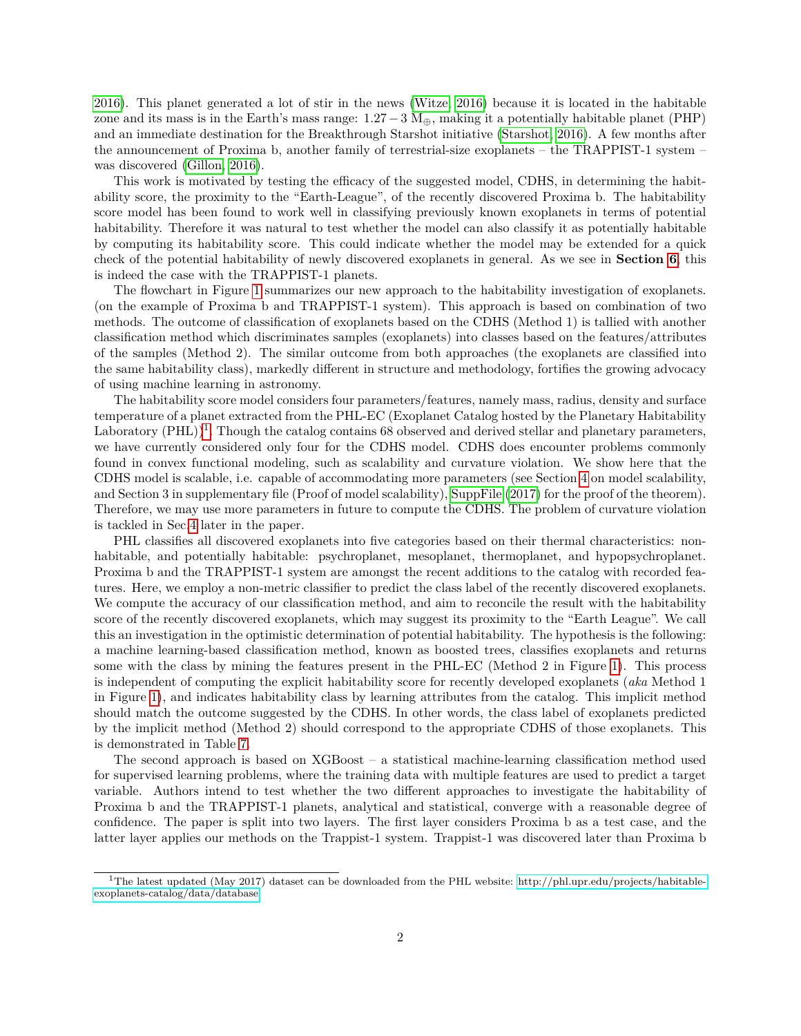2016). This planet generated a lot of stir in the news (Witze, 2016) because it is located in the habitable zone and its mass is in the Earth's mass range: $1.27 - 3$ $M_{\oplus}$, making it a potentially habitable planet (PHP) and an immediate destination for the Breakthrough Starshot initiative (Starshot, 2016). A few months after the announcement of Proxima b, another family of terrestrial-size exoplanets – the TRAPPIST-1 system – was discovered (Gillon, 2016).

This work is motivated by testing the efficacy of the suggested model, CDHS, in determining the habitability score, the proximity to the "Earth-League", of the recently discovered Proxima b. The habitability score model has been found to work well in classifying previously known exoplanets in terms of potential habitability. Therefore it was natural to test whether the model can also classify it as potentially habitable by computing its habitability score. This could indicate whether the model may be extended for a quick check of the potential habitability of newly discovered exoplanets in general. As we see in **Section 6**, this is indeed the case with the TRAPPIST-1 planets.

The flowchart in Figure 1 summarizes our new approach to the habitability investigation of exoplanets. (on the example of Proxima b and TRAPPIST-1 system). This approach is based on combination of two methods. The outcome of classification of exoplanets based on the CDHS (Method 1) is tallied with another classification method which discriminates samples (exoplanets) into classes based on the features/attributes of the samples (Method 2). The similar outcome from both approaches (the exoplanets are classified into the same habitability class), markedly different in structure and methodology, fortifies the growing advocacy of using machine learning in astronomy.

The habitability score model considers four parameters/features, namely mass, radius, density and surface temperature of a planet extracted from the PHL-EC (Exoplanet Catalog hosted by the Planetary Habitability Laboratory (PHL))[1]. Though the catalog contains 68 observed and derived stellar and planetary parameters, we have currently considered only four for the CDHS model. CDHS does encounter problems commonly found in convex functional modeling, such as scalability and curvature violation. We show here that the CDHS model is scalable, i.e. capable of accommodating more parameters (see Section 4 on model scalability, and Section 3 in supplementary file (Proof of model scalability), SuppFile (2017) for the proof of the theorem). Therefore, we may use more parameters in future to compute the CDHS. The problem of curvature violation is tackled in Sec.4 later in the paper.

PHL classifies all discovered exoplanets into five categories based on their thermal characteristics: non-habitable, and potentially habitable: psychroplanet, mesoplanet, thermoplanet, and hypopsychroplanet. Proxima b and the TRAPPIST-1 system are amongst the recent additions to the catalog with recorded features. Here, we employ a non-metric classifier to predict the class label of the recently discovered exoplanets. We compute the accuracy of our classification method, and aim to reconcile the result with the habitability score of the recently discovered exoplanets, which may suggest its proximity to the "Earth League". We call this an investigation in the optimistic determination of potential habitability. The hypothesis is the following: a machine learning-based classification method, known as boosted trees, classifies exoplanets and returns some with the class by mining the features present in the PHL-EC (Method 2 in Figure 1). This process is independent of computing the explicit habitability score for recently developed exoplanets (*aka* Method 1 in Figure 1), and indicates habitability class by learning attributes from the catalog. This implicit method should match the outcome suggested by the CDHS. In other words, the class label of exoplanets predicted by the implicit method (Method 2) should correspond to the appropriate CDHS of those exoplanets. This is demonstrated in Table 7.

The second approach is based on XGBoost – a statistical machine-learning classification method used for supervised learning problems, where the training data with multiple features are used to predict a target variable. Authors intend to test whether the two different approaches to investigate the habitability of Proxima b and the TRAPPIST-1 planets, analytical and statistical, converge with a reasonable degree of confidence. The paper is split into two layers. The first layer considers Proxima b as a test case, and the latter layer applies our methods on the Trappist-1 system. Trappist-1 was discovered later than Proxima b

[1] The latest updated (May 2017) dataset can be downloaded from the PHL website: http://phl.upr.edu/projects/habitable-exoplanets-catalog/data/database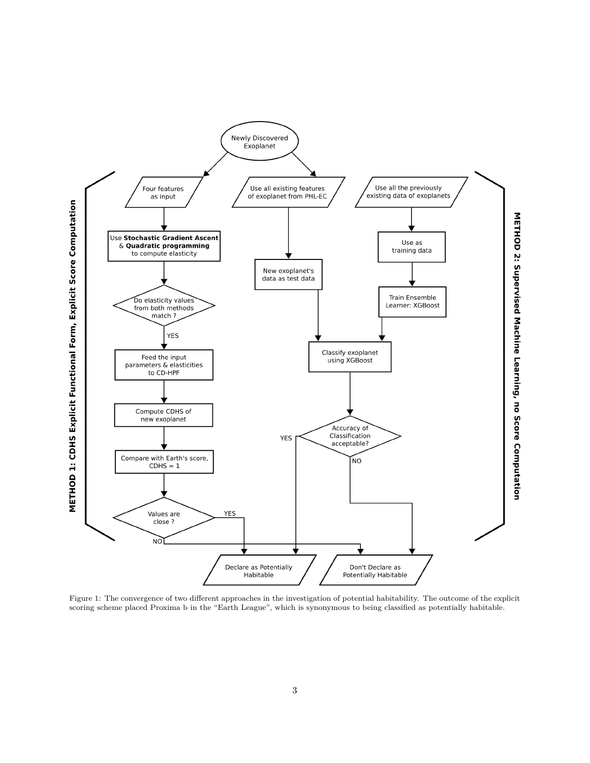Figure 1: The convergence of two different approaches in the investigation of potential habitability. The outcome of the explicit scoring scheme placed Proxima b in the "Earth League", which is synonymous to being classified as potentially habitable.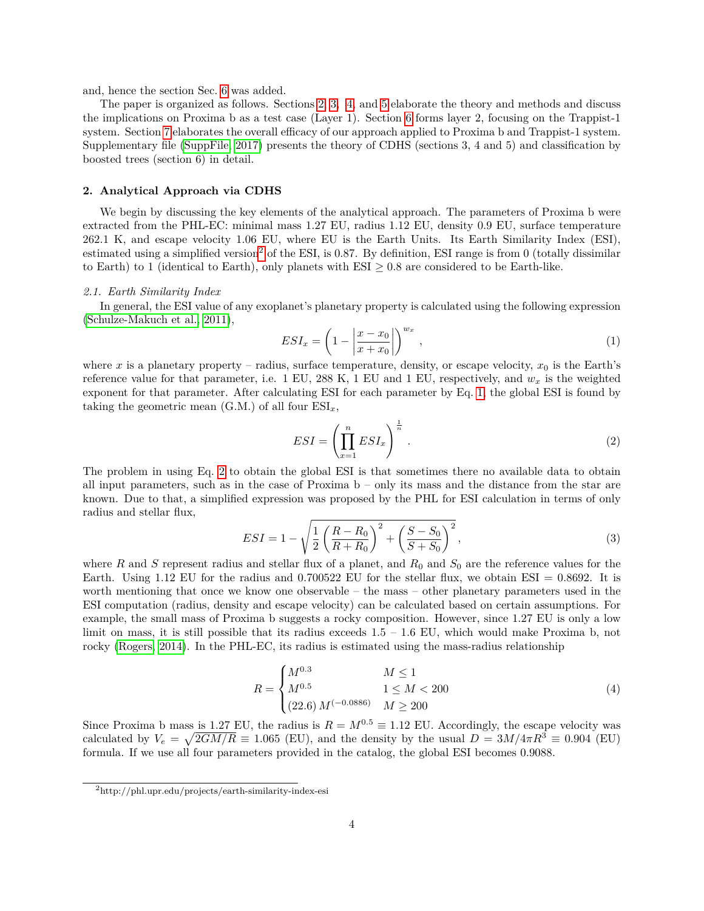and, hence the section Sec. 6 was added.

The paper is organized as follows. Sections 2, 3, 4, and 5 elaborate the theory and methods and discuss the implications on Proxima b as a test case (Layer 1). Section 6 forms layer 2, focusing on the Trappist-1 system. Section 7 elaborates the overall efficacy of our approach applied to Proxima b and Trappist-1 system. Supplementary file (SuppFile, 2017) presents the theory of CDHS (sections 3, 4 and 5) and classification by boosted trees (section 6) in detail.

## 2. Analytical Approach via CDHS

We begin by discussing the key elements of the analytical approach. The parameters of Proxima b were extracted from the PHL-EC: minimal mass 1.27 EU, radius 1.12 EU, density 0.9 EU, surface temperature 262.1 K, and escape velocity 1.06 EU, where EU is the Earth Units. Its Earth Similarity Index (ESI), estimated using a simplified version[2] of the ESI, is 0.87. By definition, ESI range is from 0 (totally dissimilar to Earth) to 1 (identical to Earth), only planets with ESI $\geq$ 0.8 are considered to be Earth-like.

### *2.1. Earth Similarity Index*

In general, the ESI value of any exoplanet's planetary property is calculated using the following expression (Schulze-Makuch et al., 2011),

$$ESI_x = \left(1 - \left|\frac{x - x_0}{x + x_0}\right|\right)^{w_x}, \tag{1}$$

where $x$ is a planetary property – radius, surface temperature, density, or escape velocity, $x_0$ is the Earth's reference value for that parameter, i.e. 1 EU, 288 K, 1 EU and 1 EU, respectively, and $w_x$ is the weighted exponent for that parameter. After calculating ESI for each parameter by Eq. 1, the global ESI is found by taking the geometric mean (G.M.) of all four $\text{ESI}_x$,

$$ESI = \left(\prod_{x=1}^{n} ESI_x\right)^{\frac{1}{n}}. \tag{2}$$

The problem in using Eq. 2 to obtain the global ESI is that sometimes there no available data to obtain all input parameters, such as in the case of Proxima b – only its mass and the distance from the star are known. Due to that, a simplified expression was proposed by the PHL for ESI calculation in terms of only radius and stellar flux,

$$ESI = 1 - \sqrt{\frac{1}{2}\left(\frac{R - R_0}{R + R_0}\right)^2 + \left(\frac{S - S_0}{S + S_0}\right)^2}, \tag{3}$$

where $R$ and $S$ represent radius and stellar flux of a planet, and $R_0$ and $S_0$ are the reference values for the Earth. Using 1.12 EU for the radius and 0.700522 EU for the stellar flux, we obtain ESI = 0.8692. It is worth mentioning that once we know one observable – the mass – other planetary parameters used in the ESI computation (radius, density and escape velocity) can be calculated based on certain assumptions. For example, the small mass of Proxima b suggests a rocky composition. However, since 1.27 EU is only a low limit on mass, it is still possible that its radius exceeds 1.5 – 1.6 EU, which would make Proxima b, not rocky (Rogers, 2014). In the PHL-EC, its radius is estimated using the mass-radius relationship

$$R = \begin{cases} M^{0.3} & M \leq 1 \\ M^{0.5} & 1 \leq M < 200 \\ (22.6)\, M^{(-0.0886)} & M \geq 200 \end{cases} \tag{4}$$

Since Proxima b mass is 1.27 EU, the radius is $R = M^{0.5} \equiv 1.12$ EU. Accordingly, the escape velocity was calculated by $V_e = \sqrt{2GM/R} \equiv 1.065$ (EU), and the density by the usual $D = 3M/4\pi R^3 \equiv 0.904$ (EU) formula. If we use all four parameters provided in the catalog, the global ESI becomes 0.9088.

[2] http://phl.upr.edu/projects/earth-similarity-index-esi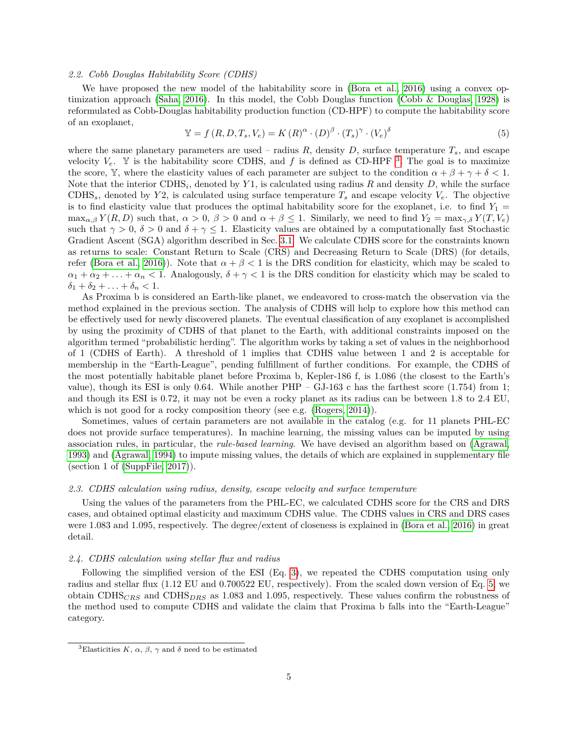### 2.2. Cobb Douglas Habitability Score (CDHS)

We have proposed the new model of the habitability score in (Bora et al. 2016) using a convex optimization approach (Saha 2016). In this model, the Cobb Douglas function (Cobb & Douglas 1928) is reformulated as Cobb-Douglas habitability production function (CD-HPF) to compute the habitability score of an exoplanet,

$$\mathbb{Y} = f(R, D, T_s, V_e) = K(R)^{\alpha} \cdot (D)^{\beta} \cdot (T_s)^{\gamma} \cdot (V_e)^{\delta} \tag{5}$$

where the same planetary parameters are used – radius $R$, density $D$, surface temperature $T_s$, and escape velocity $V_e$. $\mathbb{Y}$ is the habitability score CDHS, and $f$ is defined as CD-HPF [3]. The goal is to maximize the score, $\mathbb{Y}$, where the elasticity values of each parameter are subject to the condition $\alpha + \beta + \gamma + \delta < 1$. Note that the interior CDHS$_i$, denoted by $Y1$, is calculated using radius $R$ and density $D$, while the surface CDHS$_s$, denoted by $Y2$, is calculated using surface temperature $T_s$ and escape velocity $V_e$. The objective is to find elasticity value that produces the optimal habitability score for the exoplanet, i.e. to find $Y_1 = \max_{\alpha,\beta} Y(R, D)$ such that, $\alpha > 0$, $\beta > 0$ and $\alpha + \beta \leq 1$. Similarly, we need to find $Y_2 = \max_{\gamma,\delta} Y(T, V_e)$ such that $\gamma > 0$, $\delta > 0$ and $\delta + \gamma \leq 1$. Elasticity values are obtained by a computationally fast Stochastic Gradient Ascent (SGA) algorithm described in Sec. 3.1. We calculate CDHS score for the constraints known as returns to scale: Constant Return to Scale (CRS) and Decreasing Return to Scale (DRS) (for details, refer (Bora et al. 2016)). Note that $\alpha + \beta < 1$ is the DRS condition for elasticity, which may be scaled to $\alpha_1 + \alpha_2 + \ldots + \alpha_n < 1$. Analogously, $\delta + \gamma < 1$ is the DRS condition for elasticity which may be scaled to $\delta_1 + \delta_2 + \ldots + \delta_n < 1$.

As Proxima b is considered an Earth-like planet, we endeavored to cross-match the observation via the method explained in the previous section. The analysis of CDHS will help to explore how this method can be effectively used for newly discovered planets. The eventual classification of any exoplanet is accomplished by using the proximity of CDHS of that planet to the Earth, with additional constraints imposed on the algorithm termed "probabilistic herding". The algorithm works by taking a set of values in the neighborhood of 1 (CDHS of Earth). A threshold of 1 implies that CDHS value between 1 and 2 is acceptable for membership in the "Earth-League", pending fulfillment of further conditions. For example, the CDHS of the most potentially habitable planet before Proxima b, Kepler-186 f, is 1.086 (the closest to the Earth's value), though its ESI is only 0.64. While another PHP – GJ-163 c has the farthest score (1.754) from 1; and though its ESI is 0.72, it may not be even a rocky planet as its radius can be between 1.8 to 2.4 EU, which is not good for a rocky composition theory (see e.g. (Rogers 2014)).

Sometimes, values of certain parameters are not available in the catalog (e.g. for 11 planets PHL-EC does not provide surface temperatures). In machine learning, the missing values can be imputed by using association rules, in particular, the *rule-based learning*. We have devised an algorithm based on (Agrawal 1993) and (Agrawal 1994) to impute missing values, the details of which are explained in supplementary file (section 1 of (SuppFile 2017)).

### 2.3. CDHS calculation using radius, density, escape velocity and surface temperature

Using the values of the parameters from the PHL-EC, we calculated CDHS score for the CRS and DRS cases, and obtained optimal elasticity and maximum CDHS value. The CDHS values in CRS and DRS cases were 1.083 and 1.095, respectively. The degree/extent of closeness is explained in (Bora et al. 2016) in great detail.

### 2.4. CDHS calculation using stellar flux and radius

Following the simplified version of the ESI (Eq. 3), we repeated the CDHS computation using only radius and stellar flux (1.12 EU and 0.700522 EU, respectively). From the scaled down version of Eq. 5, we obtain CDHS$_{CRS}$ and CDHS$_{DRS}$ as 1.083 and 1.095, respectively. These values confirm the robustness of the method used to compute CDHS and validate the claim that Proxima b falls into the "Earth-League" category.

[3] Elasticities $K$, $\alpha$, $\beta$, $\gamma$ and $\delta$ need to be estimated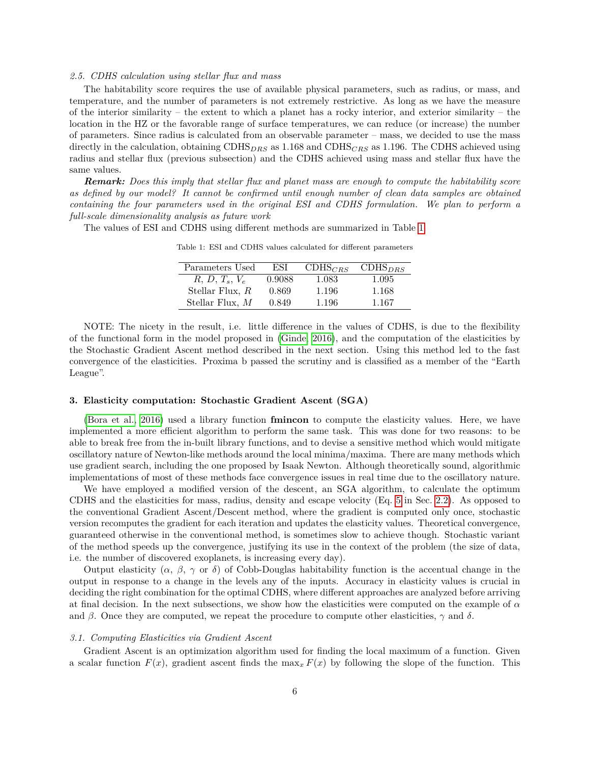*2.5. CDHS calculation using stellar flux and mass*

The habitability score requires the use of available physical parameters, such as radius, or mass, and temperature, and the number of parameters is not extremely restrictive. As long as we have the measure of the interior similarity – the extent to which a planet has a rocky interior, and exterior similarity – the location in the HZ or the favorable range of surface temperatures, we can reduce (or increase) the number of parameters. Since radius is calculated from an observable parameter – mass, we decided to use the mass directly in the calculation, obtaining $\text{CDHS}_{DRS}$ as 1.168 and $\text{CDHS}_{CRS}$ as 1.196. The CDHS achieved using radius and stellar flux (previous subsection) and the CDHS achieved using mass and stellar flux have the same values.

***Remark:*** *Does this imply that stellar flux and planet mass are enough to compute the habitability score as defined by our model? It cannot be confirmed until enough number of clean data samples are obtained containing the four parameters used in the original ESI and CDHS formulation. We plan to perform a full-scale dimensionality analysis as future work*

The values of ESI and CDHS using different methods are summarized in Table 1

Table 1: ESI and CDHS values calculated for different parameters

| Parameters Used | ESI | $\text{CDHS}_{CRS}$ | $\text{CDHS}_{DRS}$ |
|---|---|---|---|
| $R$, $D$, $T_s$, $V_e$ | 0.9088 | 1.083 | 1.095 |
| Stellar Flux, $R$ | 0.869 | 1.196 | 1.168 |
| Stellar Flux, $M$ | 0.849 | 1.196 | 1.167 |

NOTE: The nicety in the result, i.e. little difference in the values of CDHS, is due to the flexibility of the functional form in the model proposed in (Ginde, 2016), and the computation of the elasticities by the Stochastic Gradient Ascent method described in the next section. Using this method led to the fast convergence of the elasticities. Proxima b passed the scrutiny and is classified as a member of the "Earth League".

## 3. Elasticity computation: Stochastic Gradient Ascent (SGA)

(Bora et al., 2016) used a library function **fmincon** to compute the elasticity values. Here, we have implemented a more efficient algorithm to perform the same task. This was done for two reasons: to be able to break free from the in-built library functions, and to devise a sensitive method which would mitigate oscillatory nature of Newton-like methods around the local minima/maxima. There are many methods which use gradient search, including the one proposed by Isaak Newton. Although theoretically sound, algorithmic implementations of most of these methods face convergence issues in real time due to the oscillatory nature.

We have employed a modified version of the descent, an SGA algorithm, to calculate the optimum CDHS and the elasticities for mass, radius, density and escape velocity (Eq. 5 in Sec. 2.2). As opposed to the conventional Gradient Ascent/Descent method, where the gradient is computed only once, stochastic version recomputes the gradient for each iteration and updates the elasticity values. Theoretical convergence, guaranteed otherwise in the conventional method, is sometimes slow to achieve though. Stochastic variant of the method speeds up the convergence, justifying its use in the context of the problem (the size of data, i.e. the number of discovered exoplanets, is increasing every day).

Output elasticity ($\alpha$, $\beta$, $\gamma$ or $\delta$) of Cobb-Douglas habitability function is the accentual change in the output in response to a change in the levels any of the inputs. Accuracy in elasticity values is crucial in deciding the right combination for the optimal CDHS, where different approaches are analyzed before arriving at final decision. In the next subsections, we show how the elasticities were computed on the example of $\alpha$ and $\beta$. Once they are computed, we repeat the procedure to compute other elasticities, $\gamma$ and $\delta$.

### *3.1. Computing Elasticities via Gradient Ascent*

Gradient Ascent is an optimization algorithm used for finding the local maximum of a function. Given a scalar function $F(x)$, gradient ascent finds the $\max_x F(x)$ by following the slope of the function. This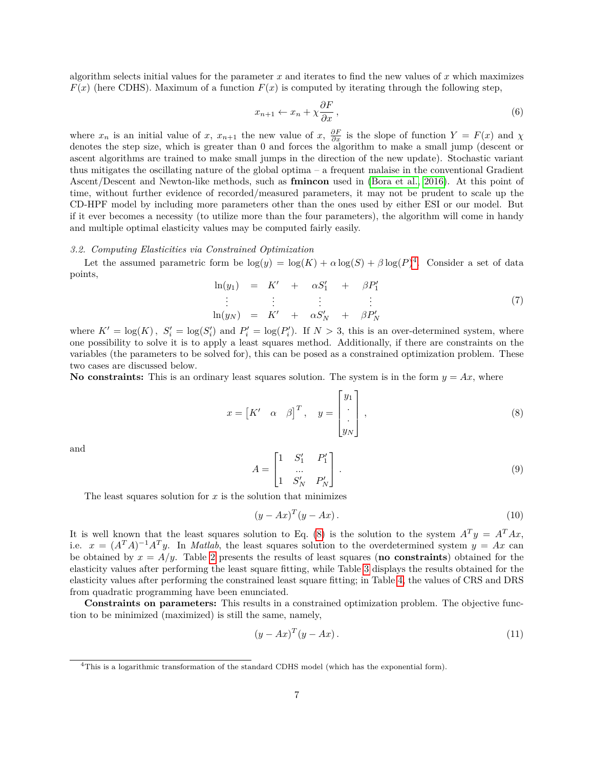algorithm selects initial values for the parameter $x$ and iterates to find the new values of $x$ which maximizes $F(x)$ (here CDHS). Maximum of a function $F(x)$ is computed by iterating through the following step,

$$x_{n+1} \leftarrow x_n + \chi \frac{\partial F}{\partial x}\,, \tag{6}$$

where $x_n$ is an initial value of $x$, $x_{n+1}$ the new value of $x$, $\frac{\partial F}{\partial x}$ is the slope of function $Y = F(x)$ and $\chi$ denotes the step size, which is greater than 0 and forces the algorithm to make a small jump (descent or ascent algorithms are trained to make small jumps in the direction of the new update). Stochastic variant thus mitigates the oscillating nature of the global optima – a frequent malaise in the conventional Gradient Ascent/Descent and Newton-like methods, such as **fmincon** used in (Bora et al., 2016). At this point of time, without further evidence of recorded/measured parameters, it may not be prudent to scale up the CD-HPF model by including more parameters other than the ones used by either ESI or our model. But if it ever becomes a necessity (to utilize more than the four parameters), the algorithm will come in handy and multiple optimal elasticity values may be computed fairly easily.

### 3.2. Computing Elasticities via Constrained Optimization

Let the assumed parametric form be $\log(y) = \log(K) + \alpha \log(S) + \beta \log(P)$[4]. Consider a set of data points,

$$\begin{array}{rcccccc} \ln(y_1) & = & K' & + & \alpha S'_1 & + & \beta P'_1 \\ \vdots & & \vdots & & \vdots & & \vdots \\ \ln(y_N) & = & K' & + & \alpha S'_N & + & \beta P'_N \end{array} \tag{7}$$

where $K' = \log(K)\,,\; S'_i = \log(S'_i)$ and $P'_i = \log(P'_i)$. If $N > 3$, this is an over-determined system, where one possibility to solve it is to apply a least squares method. Additionally, if there are constraints on the variables (the parameters to be solved for), this can be posed as a constrained optimization problem. These two cases are discussed below.

**No constraints:** This is an ordinary least squares solution. The system is in the form $y = Ax$, where

$$x = \begin{bmatrix} K' & \alpha & \beta \end{bmatrix}^T, \quad y = \begin{bmatrix} y_1 \\ \cdot \\ \cdot \\ y_N \end{bmatrix}, \tag{8}$$

and

$$A = \begin{bmatrix} 1 & S'_1 & P'_1 \\ & \ldots & \\ 1 & S'_N & P'_N \end{bmatrix}. \tag{9}$$

The least squares solution for $x$ is the solution that minimizes

$$(y - Ax)^T (y - Ax)\,. \tag{10}$$

It is well known that the least squares solution to Eq. (8) is the solution to the system $A^T y = A^T A x$, i.e. $x = (A^T A)^{-1} A^T y$. In *Matlab*, the least squares solution to the overdetermined system $y = Ax$ can be obtained by $x = A/y$. Table 2 presents the results of least squares (**no constraints**) obtained for the elasticity values after performing the least square fitting, while Table 3 displays the results obtained for the elasticity values after performing the constrained least square fitting; in Table 4, the values of CRS and DRS from quadratic programming have been enunciated.

**Constraints on parameters:** This results in a constrained optimization problem. The objective function to be minimized (maximized) is still the same, namely,

$$(y - Ax)^T (y - Ax)\,. \tag{11}$$

[4] This is a logarithmic transformation of the standard CDHS model (which has the exponential form).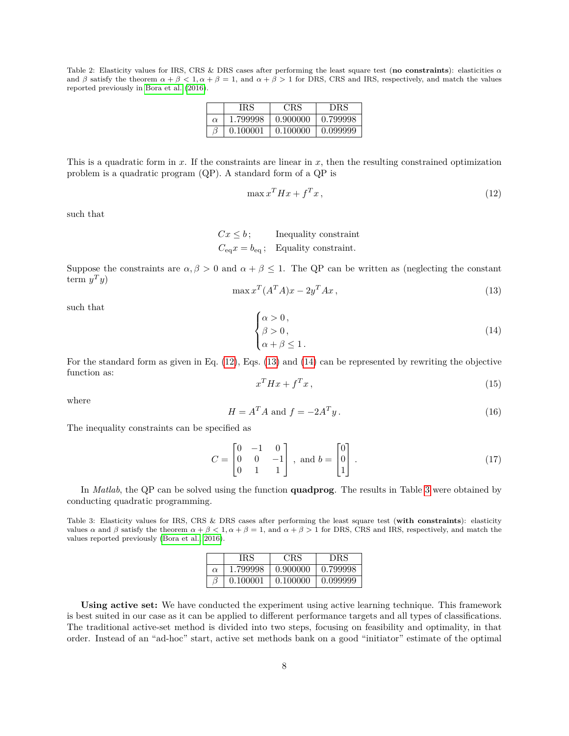Table 2: Elasticity values for IRS, CRS & DRS cases after performing the least square test (**no constraints**): elasticities $\alpha$ and $\beta$ satisfy the theorem $\alpha + \beta < 1, \alpha + \beta = 1$, and $\alpha + \beta > 1$ for DRS, CRS and IRS, respectively, and match the values reported previously in Bora et al. (2016).

| | IRS | CRS | DRS |
|---|---|---|---|
| $\alpha$ | 1.799998 | 0.900000 | 0.799998 |
| $\beta$ | 0.100001 | 0.100000 | 0.099999 |

This is a quadratic form in $x$. If the constraints are linear in $x$, then the resulting constrained optimization problem is a quadratic program (QP). A standard form of a QP is

$$\max x^T H x + f^T x \,, \tag{12}$$

such that

$$\begin{aligned} Cx \leq b\,; &\quad \text{Inequality constraint} \\ C_{\text{eq}} x = b_{\text{eq}}\,; &\quad \text{Equality constraint.} \end{aligned}$$

Suppose the constraints are $\alpha, \beta > 0$ and $\alpha + \beta \leq 1$. The QP can be written as (neglecting the constant term $y^T y$)

$$\max x^T (A^T A) x - 2y^T A x \,, \tag{13}$$

such that

$$\begin{cases} \alpha > 0\,, \\ \beta > 0\,, \\ \alpha + \beta \leq 1\,. \end{cases} \tag{14}$$

For the standard form as given in Eq. (12), Eqs. (13) and (14) can be represented by rewriting the objective function as:

$$x^T H x + f^T x \,, \tag{15}$$

where

$$H = A^T A \text{ and } f = -2A^T y \,. \tag{16}$$

The inequality constraints can be specified as

$$C = \begin{bmatrix} 0 & -1 & 0 \\ 0 & 0 & -1 \\ 0 & 1 & 1 \end{bmatrix} \,, \text{ and } b = \begin{bmatrix} 0 \\ 0 \\ 1 \end{bmatrix} \,. \tag{17}$$

In *Matlab*, the QP can be solved using the function **quadprog**. The results in Table 3 were obtained by conducting quadratic programming.

Table 3: Elasticity values for IRS, CRS & DRS cases after performing the least square test (**with constraints**): elasticity values $\alpha$ and $\beta$ satisfy the theorem $\alpha + \beta < 1, \alpha + \beta = 1$, and $\alpha + \beta > 1$ for DRS, CRS and IRS, respectively, and match the values reported previously (Bora et al., 2016).

| | IRS | CRS | DRS |
|---|---|---|---|
| $\alpha$ | 1.799998 | 0.900000 | 0.799998 |
| $\beta$ | 0.100001 | 0.100000 | 0.099999 |

**Using active set:** We have conducted the experiment using active learning technique. This framework is best suited in our case as it can be applied to different performance targets and all types of classifications. The traditional active-set method is divided into two steps, focusing on feasibility and optimality, in that order. Instead of an "ad-hoc" start, active set methods bank on a good "initiator" estimate of the optimal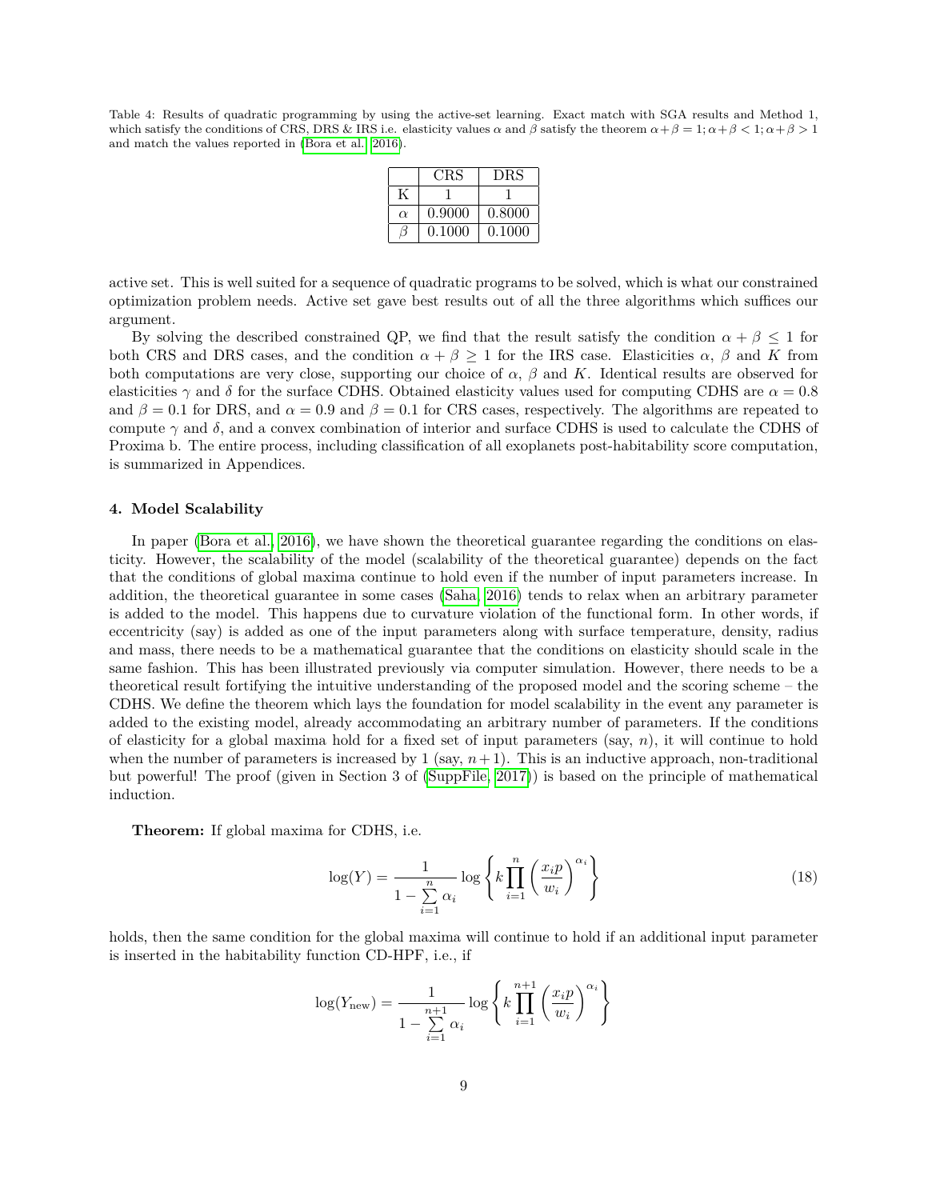Table 4: Results of quadratic programming by using the active-set learning. Exact match with SGA results and Method 1, which satisfy the conditions of CRS, DRS & IRS i.e. elasticity values $\alpha$ and $\beta$ satisfy the theorem $\alpha+\beta=1; \alpha+\beta<1; \alpha+\beta>1$ and match the values reported in (Bora et al., 2016).

| | CRS | DRS |
|---|---|---|
| K | 1 | 1 |
| $\alpha$ | 0.9000 | 0.8000 |
| $\beta$ | 0.1000 | 0.1000 |

active set. This is well suited for a sequence of quadratic programs to be solved, which is what our constrained optimization problem needs. Active set gave best results out of all the three algorithms which suffices our argument.

By solving the described constrained QP, we find that the result satisfy the condition $\alpha+\beta \leq 1$ for both CRS and DRS cases, and the condition $\alpha+\beta \geq 1$ for the IRS case. Elasticities $\alpha$, $\beta$ and $K$ from both computations are very close, supporting our choice of $\alpha$, $\beta$ and $K$. Identical results are observed for elasticities $\gamma$ and $\delta$ for the surface CDHS. Obtained elasticity values used for computing CDHS are $\alpha = 0.8$ and $\beta = 0.1$ for DRS, and $\alpha = 0.9$ and $\beta = 0.1$ for CRS cases, respectively. The algorithms are repeated to compute $\gamma$ and $\delta$, and a convex combination of interior and surface CDHS is used to calculate the CDHS of Proxima b. The entire process, including classification of all exoplanets post-habitability score computation, is summarized in Appendices.

## 4. Model Scalability

In paper (Bora et al., 2016), we have shown the theoretical guarantee regarding the conditions on elasticity. However, the scalability of the model (scalability of the theoretical guarantee) depends on the fact that the conditions of global maxima continue to hold even if the number of input parameters increase. In addition, the theoretical guarantee in some cases (Saha, 2016) tends to relax when an arbitrary parameter is added to the model. This happens due to curvature violation of the functional form. In other words, if eccentricity (say) is added as one of the input parameters along with surface temperature, density, radius and mass, there needs to be a mathematical guarantee that the conditions on elasticity should scale in the same fashion. This has been illustrated previously via computer simulation. However, there needs to be a theoretical result fortifying the intuitive understanding of the proposed model and the scoring scheme – the CDHS. We define the theorem which lays the foundation for model scalability in the event any parameter is added to the existing model, already accommodating an arbitrary number of parameters. If the conditions of elasticity for a global maxima hold for a fixed set of input parameters (say, $n$), it will continue to hold when the number of parameters is increased by 1 (say, $n+1$). This is an inductive approach, non-traditional but powerful! The proof (given in Section 3 of (SuppFile, 2017)) is based on the principle of mathematical induction.

**Theorem:** If global maxima for CDHS, i.e.

$$\log(Y) = \frac{1}{1-\sum\limits_{i=1}^{n}\alpha_i}\log\left\{k\prod_{i=1}^{n}\left(\frac{x_i p}{w_i}\right)^{\alpha_i}\right\} \tag{18}$$

holds, then the same condition for the global maxima will continue to hold if an additional input parameter is inserted in the habitability function CD-HPF, i.e., if

$$\log(Y_{\text{new}}) = \frac{1}{1-\sum\limits_{i=1}^{n+1}\alpha_i}\log\left\{k\prod_{i=1}^{n+1}\left(\frac{x_i p}{w_i}\right)^{\alpha_i}\right\}$$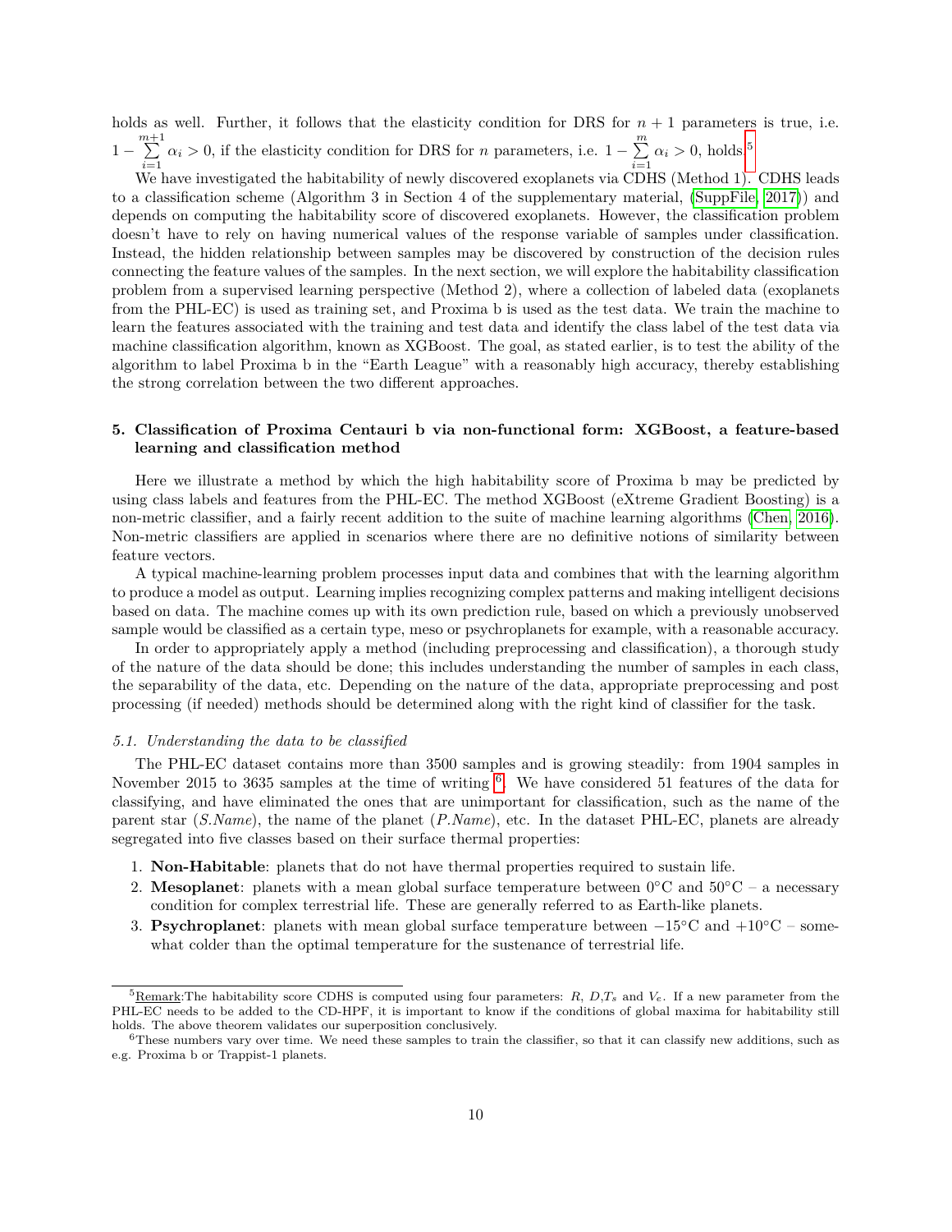holds as well. Further, it follows that the elasticity condition for DRS for $n+1$ parameters is true, i.e. $1-\sum_{i=1}^{m+1}\alpha_i > 0$, if the elasticity condition for DRS for $n$ parameters, i.e. $1-\sum_{i=1}^{m}\alpha_i > 0$, holds.[5]

We have investigated the habitability of newly discovered exoplanets via CDHS (Method 1). CDHS leads to a classification scheme (Algorithm 3 in Section 4 of the supplementary material, (SuppFile, 2017)) and depends on computing the habitability score of discovered exoplanets. However, the classification problem doesn't have to rely on having numerical values of the response variable of samples under classification. Instead, the hidden relationship between samples may be discovered by construction of the decision rules connecting the feature values of the samples. In the next section, we will explore the habitability classification problem from a supervised learning perspective (Method 2), where a collection of labeled data (exoplanets from the PHL-EC) is used as training set, and Proxima b is used as the test data. We train the machine to learn the features associated with the training and test data and identify the class label of the test data via machine classification algorithm, known as XGBoost. The goal, as stated earlier, is to test the ability of the algorithm to label Proxima b in the "Earth League" with a reasonably high accuracy, thereby establishing the strong correlation between the two different approaches.

## 5. Classification of Proxima Centauri b via non-functional form: XGBoost, a feature-based learning and classification method

Here we illustrate a method by which the high habitability score of Proxima b may be predicted by using class labels and features from the PHL-EC. The method XGBoost (eXtreme Gradient Boosting) is a non-metric classifier, and a fairly recent addition to the suite of machine learning algorithms (Chen, 2016). Non-metric classifiers are applied in scenarios where there are no definitive notions of similarity between feature vectors.

A typical machine-learning problem processes input data and combines that with the learning algorithm to produce a model as output. Learning implies recognizing complex patterns and making intelligent decisions based on data. The machine comes up with its own prediction rule, based on which a previously unobserved sample would be classified as a certain type, meso or psychroplanets for example, with a reasonable accuracy.

In order to appropriately apply a method (including preprocessing and classification), a thorough study of the nature of the data should be done; this includes understanding the number of samples in each class, the separability of the data, etc. Depending on the nature of the data, appropriate preprocessing and post processing (if needed) methods should be determined along with the right kind of classifier for the task.

### *5.1. Understanding the data to be classified*

The PHL-EC dataset contains more than 3500 samples and is growing steadily: from 1904 samples in November 2015 to 3635 samples at the time of writing [6]. We have considered 51 features of the data for classifying, and have eliminated the ones that are unimportant for classification, such as the name of the parent star (*S.Name*), the name of the planet (*P.Name*), etc. In the dataset PHL-EC, planets are already segregated into five classes based on their surface thermal properties:

1. **Non-Habitable**: planets that do not have thermal properties required to sustain life.
2. **Mesoplanet**: planets with a mean global surface temperature between 0°C and 50°C – a necessary condition for complex terrestrial life. These are generally referred to as Earth-like planets.
3. **Psychroplanet**: planets with mean global surface temperature between −15°C and +10°C – somewhat colder than the optimal temperature for the sustenance of terrestrial life.

[5] Remark:The habitability score CDHS is computed using four parameters: $R$, $D$,$T_s$ and $V_e$. If a new parameter from the PHL-EC needs to be added to the CD-HPF, it is important to know if the conditions of global maxima for habitability still holds. The above theorem validates our superposition conclusively.

[6] These numbers vary over time. We need these samples to train the classifier, so that it can classify new additions, such as e.g. Proxima b or Trappist-1 planets.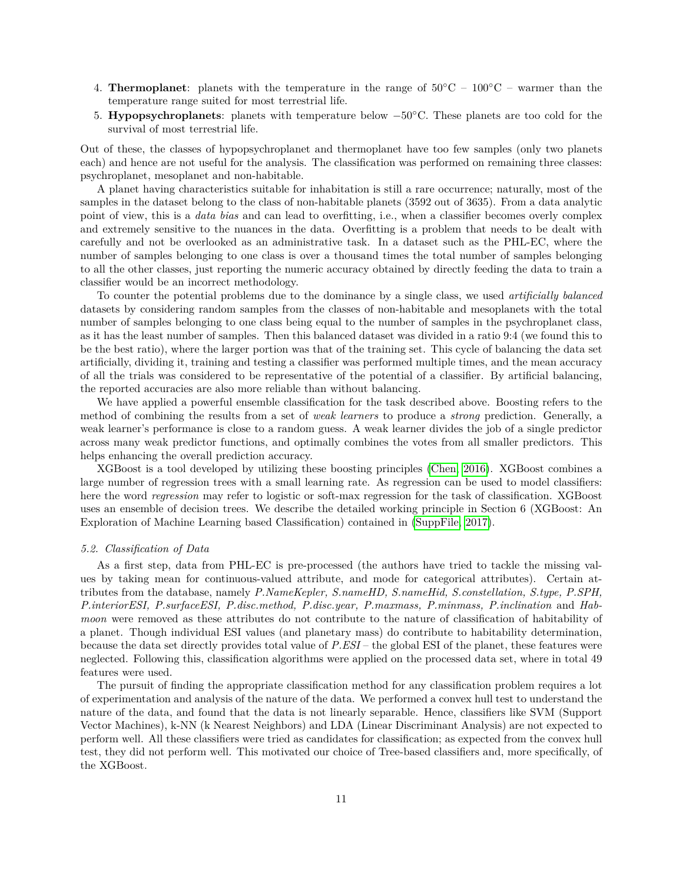4. **Thermoplanet**: planets with the temperature in the range of 50°C – 100°C – warmer than the temperature range suited for most terrestrial life.
5. **Hypopsychroplanets**: planets with temperature below −50°C. These planets are too cold for the survival of most terrestrial life.

Out of these, the classes of hypopsychroplanet and thermoplanet have too few samples (only two planets each) and hence are not useful for the analysis. The classification was performed on remaining three classes: psychroplanet, mesoplanet and non-habitable.

A planet having characteristics suitable for inhabitation is still a rare occurrence; naturally, most of the samples in the dataset belong to the class of non-habitable planets (3592 out of 3635). From a data analytic point of view, this is a *data bias* and can lead to overfitting, i.e., when a classifier becomes overly complex and extremely sensitive to the nuances in the data. Overfitting is a problem that needs to be dealt with carefully and not be overlooked as an administrative task. In a dataset such as the PHL-EC, where the number of samples belonging to one class is over a thousand times the total number of samples belonging to all the other classes, just reporting the numeric accuracy obtained by directly feeding the data to train a classifier would be an incorrect methodology.

To counter the potential problems due to the dominance by a single class, we used *artificially balanced* datasets by considering random samples from the classes of non-habitable and mesoplanets with the total number of samples belonging to one class being equal to the number of samples in the psychroplanet class, as it has the least number of samples. Then this balanced dataset was divided in a ratio 9:4 (we found this to be the best ratio), where the larger portion was that of the training set. This cycle of balancing the data set artificially, dividing it, training and testing a classifier was performed multiple times, and the mean accuracy of all the trials was considered to be representative of the potential of a classifier. By artificial balancing, the reported accuracies are also more reliable than without balancing.

We have applied a powerful ensemble classification for the task described above. Boosting refers to the method of combining the results from a set of *weak learners* to produce a *strong* prediction. Generally, a weak learner's performance is close to a random guess. A weak learner divides the job of a single predictor across many weak predictor functions, and optimally combines the votes from all smaller predictors. This helps enhancing the overall prediction accuracy.

XGBoost is a tool developed by utilizing these boosting principles (Chen, 2016). XGBoost combines a large number of regression trees with a small learning rate. As regression can be used to model classifiers: here the word *regression* may refer to logistic or soft-max regression for the task of classification. XGBoost uses an ensemble of decision trees. We describe the detailed working principle in Section 6 (XGBoost: An Exploration of Machine Learning based Classification) contained in (SuppFile, 2017).

### *5.2. Classification of Data*

As a first step, data from PHL-EC is pre-processed (the authors have tried to tackle the missing values by taking mean for continuous-valued attribute, and mode for categorical attributes). Certain attributes from the database, namely *P.NameKepler, S.nameHD, S.nameHid, S.constellation, S.type, P.SPH, P.interiorESI, P.surfaceESI, P.disc.method, P.disc.year, P.maxmass, P.minmass, P.inclination* and *Hab-moon* were removed as these attributes do not contribute to the nature of classification of habitability of a planet. Though individual ESI values (and planetary mass) do contribute to habitability determination, because the data set directly provides total value of *P.ESI* – the global ESI of the planet, these features were neglected. Following this, classification algorithms were applied on the processed data set, where in total 49 features were used.

The pursuit of finding the appropriate classification method for any classification problem requires a lot of experimentation and analysis of the nature of the data. We performed a convex hull test to understand the nature of the data, and found that the data is not linearly separable. Hence, classifiers like SVM (Support Vector Machines), k-NN (k Nearest Neighbors) and LDA (Linear Discriminant Analysis) are not expected to perform well. All these classifiers were tried as candidates for classification; as expected from the convex hull test, they did not perform well. This motivated our choice of Tree-based classifiers and, more specifically, of the XGBoost.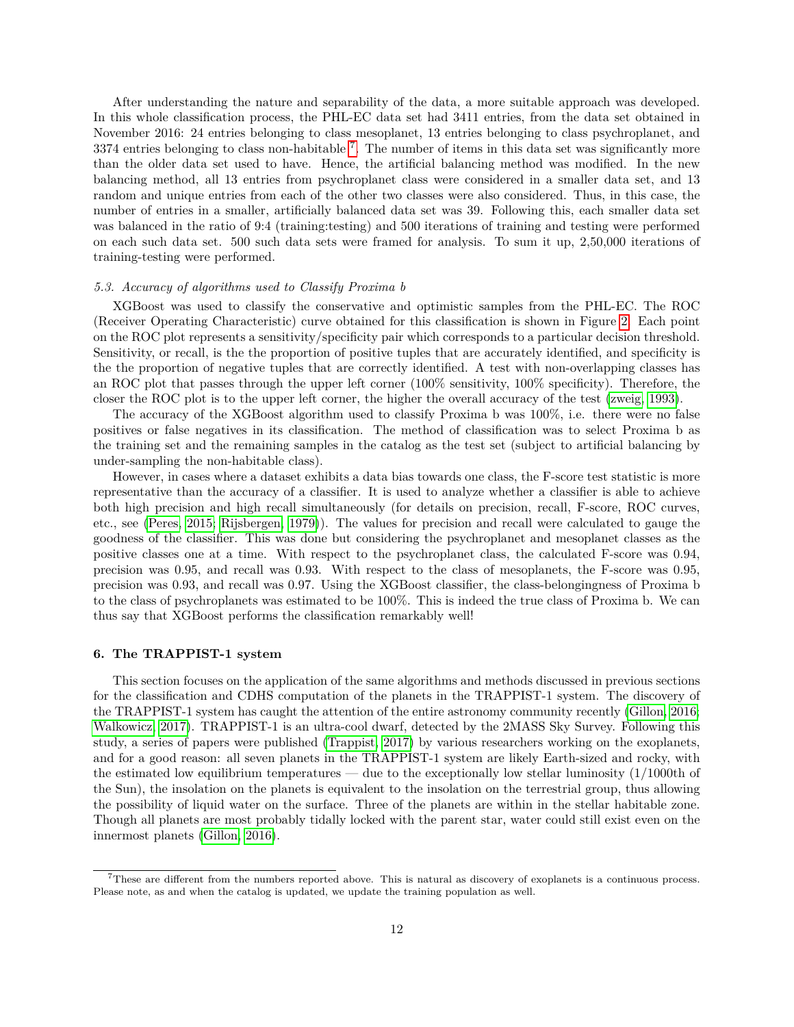After understanding the nature and separability of the data, a more suitable approach was developed. In this whole classification process, the PHL-EC data set had 3411 entries, from the data set obtained in November 2016: 24 entries belonging to class mesoplanet, 13 entries belonging to class psychroplanet, and 3374 entries belonging to class non-habitable [7]. The number of items in this data set was significantly more than the older data set used to have. Hence, the artificial balancing method was modified. In the new balancing method, all 13 entries from psychroplanet class were considered in a smaller data set, and 13 random and unique entries from each of the other two classes were also considered. Thus, in this case, the number of entries in a smaller, artificially balanced data set was 39. Following this, each smaller data set was balanced in the ratio of 9:4 (training:testing) and 500 iterations of training and testing were performed on each such data set. 500 such data sets were framed for analysis. To sum it up, 2,50,000 iterations of training-testing were performed.

### *5.3. Accuracy of algorithms used to Classify Proxima b*

XGBoost was used to classify the conservative and optimistic samples from the PHL-EC. The ROC (Receiver Operating Characteristic) curve obtained for this classification is shown in Figure 2. Each point on the ROC plot represents a sensitivity/specificity pair which corresponds to a particular decision threshold. Sensitivity, or recall, is the the proportion of positive tuples that are accurately identified, and specificity is the the proportion of negative tuples that are correctly identified. A test with non-overlapping classes has an ROC plot that passes through the upper left corner (100% sensitivity, 100% specificity). Therefore, the closer the ROC plot is to the upper left corner, the higher the overall accuracy of the test (zweig, 1993).

The accuracy of the XGBoost algorithm used to classify Proxima b was 100%, i.e. there were no false positives or false negatives in its classification. The method of classification was to select Proxima b as the training set and the remaining samples in the catalog as the test set (subject to artificial balancing by under-sampling the non-habitable class).

However, in cases where a dataset exhibits a data bias towards one class, the F-score test statistic is more representative than the accuracy of a classifier. It is used to analyze whether a classifier is able to achieve both high precision and high recall simultaneously (for details on precision, recall, F-score, ROC curves, etc., see (Peres, 2015; Rijsbergen, 1979)). The values for precision and recall were calculated to gauge the goodness of the classifier. This was done but considering the psychroplanet and mesoplanet classes as the positive classes one at a time. With respect to the psychroplanet class, the calculated F-score was 0.94, precision was 0.95, and recall was 0.93. With respect to the class of mesoplanets, the F-score was 0.95, precision was 0.93, and recall was 0.97. Using the XGBoost classifier, the class-belongingness of Proxima b to the class of psychroplanets was estimated to be 100%. This is indeed the true class of Proxima b. We can thus say that XGBoost performs the classification remarkably well!

## 6. The TRAPPIST-1 system

This section focuses on the application of the same algorithms and methods discussed in previous sections for the classification and CDHS computation of the planets in the TRAPPIST-1 system. The discovery of the TRAPPIST-1 system has caught the attention of the entire astronomy community recently (Gillon, 2016; Walkowicz, 2017). TRAPPIST-1 is an ultra-cool dwarf, detected by the 2MASS Sky Survey. Following this study, a series of papers were published (Trappist, 2017) by various researchers working on the exoplanets, and for a good reason: all seven planets in the TRAPPIST-1 system are likely Earth-sized and rocky, with the estimated low equilibrium temperatures — due to the exceptionally low stellar luminosity (1/1000th of the Sun), the insolation on the planets is equivalent to the insolation on the terrestrial group, thus allowing the possibility of liquid water on the surface. Three of the planets are within in the stellar habitable zone. Though all planets are most probably tidally locked with the parent star, water could still exist even on the innermost planets (Gillon, 2016).

[7] These are different from the numbers reported above. This is natural as discovery of exoplanets is a continuous process. Please note, as and when the catalog is updated, we update the training population as well.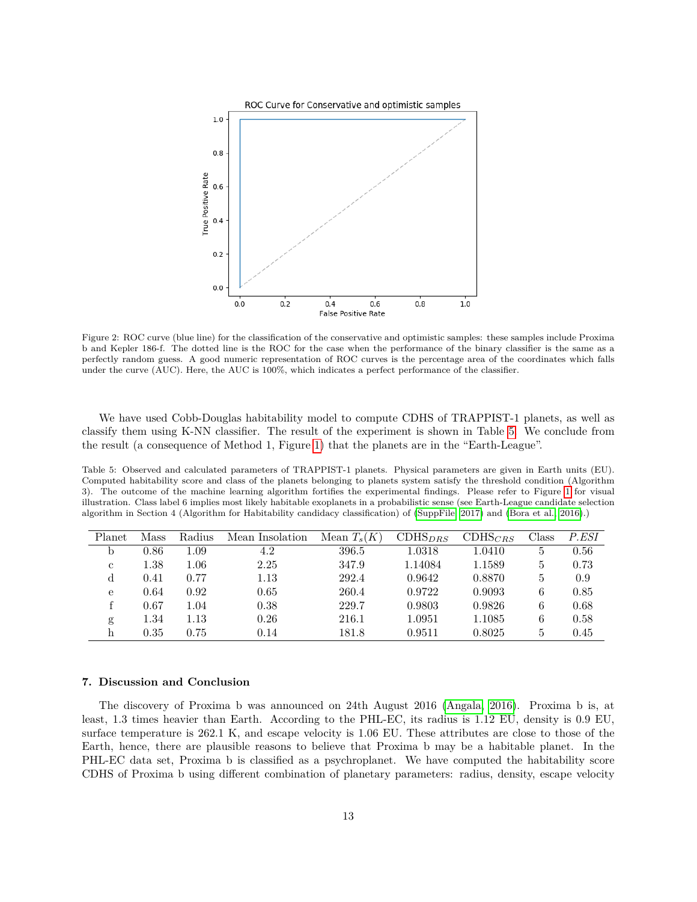Figure 2: ROC curve (blue line) for the classification of the conservative and optimistic samples: these samples include Proxima b and Kepler 186-f. The dotted line is the ROC for the case when the performance of the binary classifier is the same as a perfectly random guess. A good numeric representation of ROC curves is the percentage area of the coordinates which falls under the curve (AUC). Here, the AUC is 100%, which indicates a perfect performance of the classifier.

We have used Cobb-Douglas habitability model to compute CDHS of TRAPPIST-1 planets, as well as classify them using K-NN classifier. The result of the experiment is shown in Table 5. We conclude from the result (a consequence of Method 1, Figure 1) that the planets are in the "Earth-League".

Table 5: Observed and calculated parameters of TRAPPIST-1 planets. Physical parameters are given in Earth units (EU). Computed habitability score and class of the planets belonging to planets system satisfy the threshold condition (Algorithm 3). The outcome of the machine learning algorithm fortifies the experimental findings. Please refer to Figure 1 for visual illustration. Class label 6 implies most likely habitable exoplanets in a probabilistic sense (see Earth-League candidate selection algorithm in Section 4 (Algorithm for Habitability candidacy classification) of (SuppFile, 2017) and (Bora et al., 2016).)

| Planet | Mass | Radius | Mean Insolation | Mean $T_s(K)$ | $\text{CDHS}_{DRS}$ | $\text{CDHS}_{CRS}$ | Class | $P.ESI$ |
|---|---|---|---|---|---|---|---|---|
| b | 0.86 | 1.09 | 4.2 | 396.5 | 1.0318 | 1.0410 | 5 | 0.56 |
| c | 1.38 | 1.06 | 2.25 | 347.9 | 1.14084 | 1.1589 | 5 | 0.73 |
| d | 0.41 | 0.77 | 1.13 | 292.4 | 0.9642 | 0.8870 | 5 | 0.9 |
| e | 0.64 | 0.92 | 0.65 | 260.4 | 0.9722 | 0.9093 | 6 | 0.85 |
| f | 0.67 | 1.04 | 0.38 | 229.7 | 0.9803 | 0.9826 | 6 | 0.68 |
| g | 1.34 | 1.13 | 0.26 | 216.1 | 1.0951 | 1.1085 | 6 | 0.58 |
| h | 0.35 | 0.75 | 0.14 | 181.8 | 0.9511 | 0.8025 | 5 | 0.45 |

## 7. Discussion and Conclusion

The discovery of Proxima b was announced on 24th August 2016 (Angala, 2016). Proxima b is, at least, 1.3 times heavier than Earth. According to the PHL-EC, its radius is 1.12 EU, density is 0.9 EU, surface temperature is 262.1 K, and escape velocity is 1.06 EU. These attributes are close to those of the Earth, hence, there are plausible reasons to believe that Proxima b may be a habitable planet. In the PHL-EC data set, Proxima b is classified as a psychroplanet. We have computed the habitability score CDHS of Proxima b using different combination of planetary parameters: radius, density, escape velocity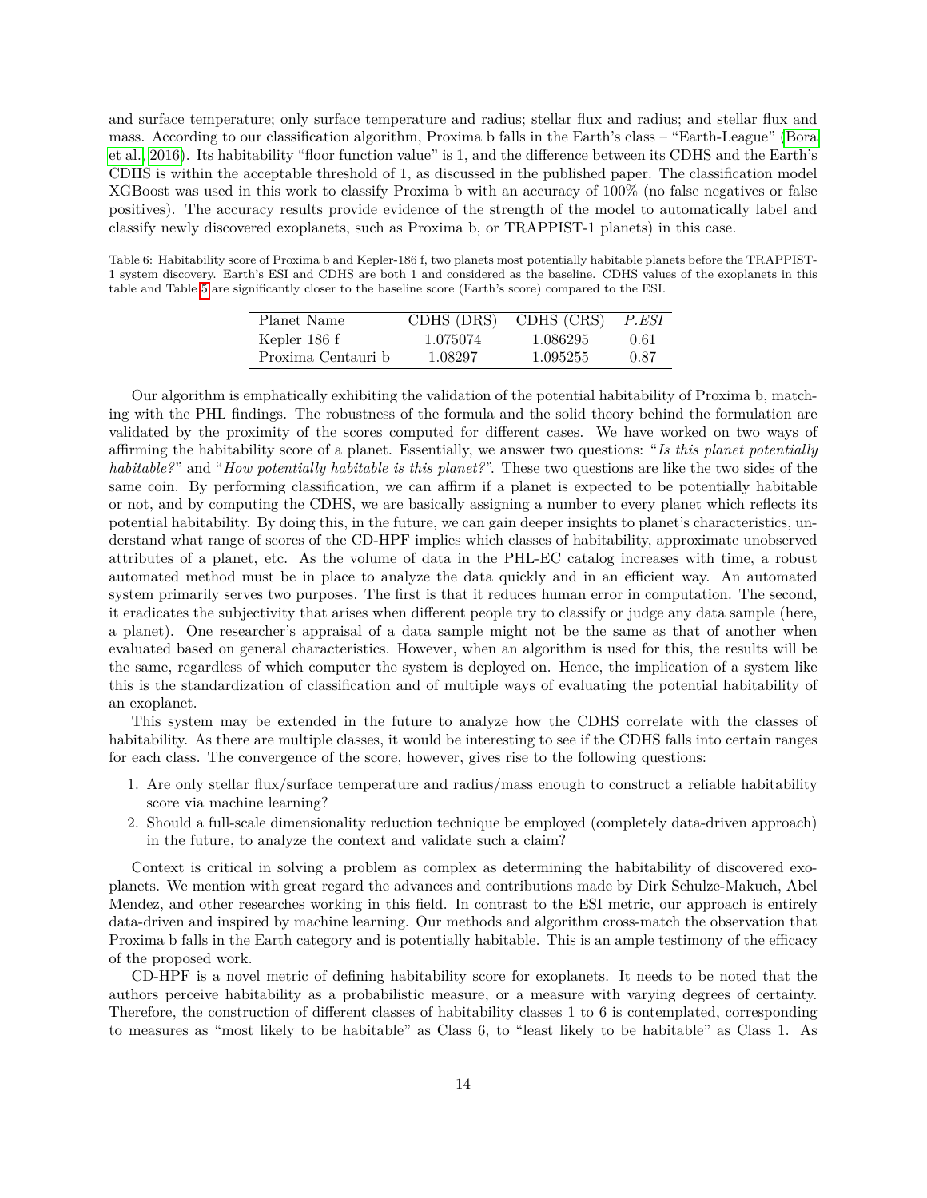and surface temperature; only surface temperature and radius; stellar flux and radius; and stellar flux and mass. According to our classification algorithm, Proxima b falls in the Earth's class – "Earth-League" (Bora et al., 2016). Its habitability "floor function value" is 1, and the difference between its CDHS and the Earth's CDHS is within the acceptable threshold of 1, as discussed in the published paper. The classification model XGBoost was used in this work to classify Proxima b with an accuracy of 100% (no false negatives or false positives). The accuracy results provide evidence of the strength of the model to automatically label and classify newly discovered exoplanets, such as Proxima b, or TRAPPIST-1 planets) in this case.

Table 6: Habitability score of Proxima b and Kepler-186 f, two planets most potentially habitable planets before the TRAPPIST-1 system discovery. Earth's ESI and CDHS are both 1 and considered as the baseline. CDHS values of the exoplanets in this table and Table 5 are significantly closer to the baseline score (Earth's score) compared to the ESI.

| Planet Name | CDHS (DRS) | CDHS (CRS) | *P.ESI* |
|---|---|---|---|
| Kepler 186 f | 1.075074 | 1.086295 | 0.61 |
| Proxima Centauri b | 1.08297 | 1.095255 | 0.87 |

Our algorithm is emphatically exhibiting the validation of the potential habitability of Proxima b, matching with the PHL findings. The robustness of the formula and the solid theory behind the formulation are validated by the proximity of the scores computed for different cases. We have worked on two ways of affirming the habitability score of a planet. Essentially, we answer two questions: "*Is this planet potentially habitable?*" and "*How potentially habitable is this planet?*". These two questions are like the two sides of the same coin. By performing classification, we can affirm if a planet is expected to be potentially habitable or not, and by computing the CDHS, we are basically assigning a number to every planet which reflects its potential habitability. By doing this, in the future, we can gain deeper insights to planet's characteristics, understand what range of scores of the CD-HPF implies which classes of habitability, approximate unobserved attributes of a planet, etc. As the volume of data in the PHL-EC catalog increases with time, a robust automated method must be in place to analyze the data quickly and in an efficient way. An automated system primarily serves two purposes. The first is that it reduces human error in computation. The second, it eradicates the subjectivity that arises when different people try to classify or judge any data sample (here, a planet). One researcher's appraisal of a data sample might not be the same as that of another when evaluated based on general characteristics. However, when an algorithm is used for this, the results will be the same, regardless of which computer the system is deployed on. Hence, the implication of a system like this is the standardization of classification and of multiple ways of evaluating the potential habitability of an exoplanet.

This system may be extended in the future to analyze how the CDHS correlate with the classes of habitability. As there are multiple classes, it would be interesting to see if the CDHS falls into certain ranges for each class. The convergence of the score, however, gives rise to the following questions:

1. Are only stellar flux/surface temperature and radius/mass enough to construct a reliable habitability score via machine learning?
2. Should a full-scale dimensionality reduction technique be employed (completely data-driven approach) in the future, to analyze the context and validate such a claim?

Context is critical in solving a problem as complex as determining the habitability of discovered exoplanets. We mention with great regard the advances and contributions made by Dirk Schulze-Makuch, Abel Mendez, and other researches working in this field. In contrast to the ESI metric, our approach is entirely data-driven and inspired by machine learning. Our methods and algorithm cross-match the observation that Proxima b falls in the Earth category and is potentially habitable. This is an ample testimony of the efficacy of the proposed work.

CD-HPF is a novel metric of defining habitability score for exoplanets. It needs to be noted that the authors perceive habitability as a probabilistic measure, or a measure with varying degrees of certainty. Therefore, the construction of different classes of habitability classes 1 to 6 is contemplated, corresponding to measures as "most likely to be habitable" as Class 6, to "least likely to be habitable" as Class 1. As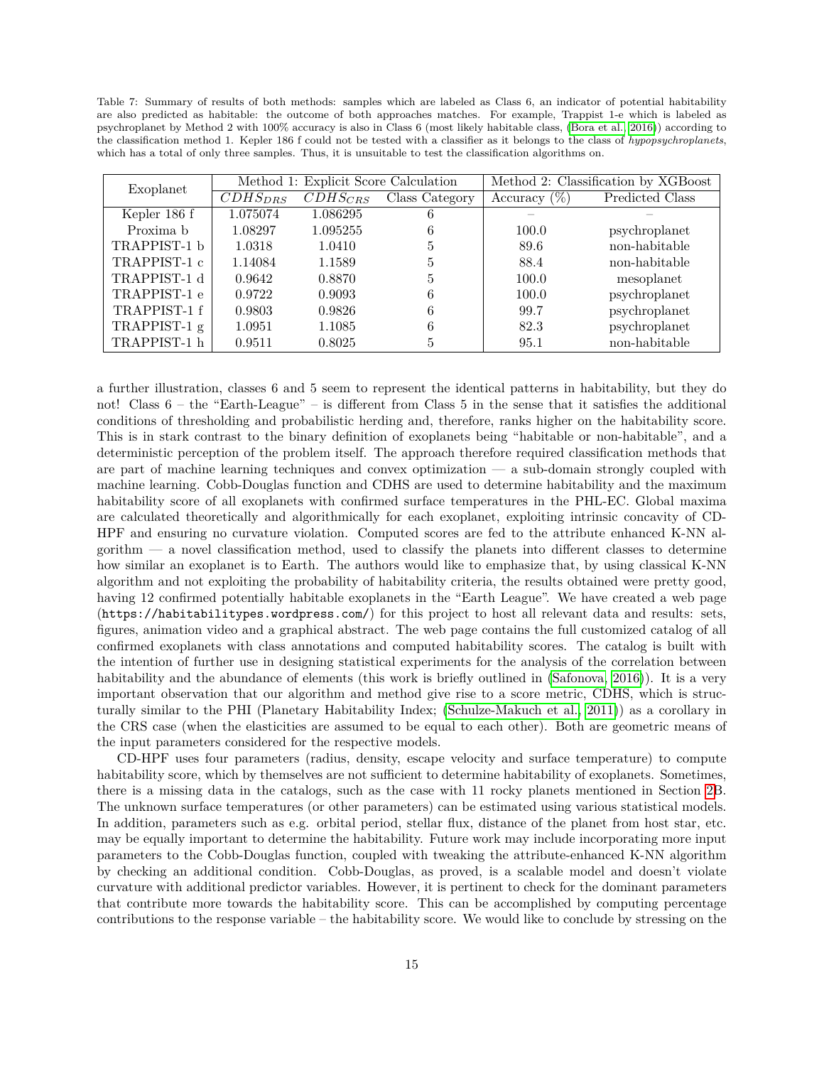Table 7: Summary of results of both methods: samples which are labeled as Class 6, an indicator of potential habitability are also predicted as habitable: the outcome of both approaches matches. For example, Trappist 1-e which is labeled as psychroplanet by Method 2 with 100% accuracy is also in Class 6 (most likely habitable class, (Bora et al., 2016)) according to the classification method 1. Kepler 186 f could not be tested with a classifier as it belongs to the class of *hypopsychroplanets*, which has a total of only three samples. Thus, it is unsuitable to test the classification algorithms on.

| Exoplanet | Method 1: Explicit Score Calculation | | | Method 2: Classification by XGBoost | |
|---|---|---|---|---|---|
| | $CDHS_{DRS}$ | $CDHS_{CRS}$ | Class Category | Accuracy (%) | Predicted Class |
| Kepler 186 f | 1.075074 | 1.086295 | 6 | – | – |
| Proxima b | 1.08297 | 1.095255 | 6 | 100.0 | psychroplanet |
| TRAPPIST-1 b | 1.0318 | 1.0410 | 5 | 89.6 | non-habitable |
| TRAPPIST-1 c | 1.14084 | 1.1589 | 5 | 88.4 | non-habitable |
| TRAPPIST-1 d | 0.9642 | 0.8870 | 5 | 100.0 | mesoplanet |
| TRAPPIST-1 e | 0.9722 | 0.9093 | 6 | 100.0 | psychroplanet |
| TRAPPIST-1 f | 0.9803 | 0.9826 | 6 | 99.7 | psychroplanet |
| TRAPPIST-1 g | 1.0951 | 1.1085 | 6 | 82.3 | psychroplanet |
| TRAPPIST-1 h | 0.9511 | 0.8025 | 5 | 95.1 | non-habitable |

a further illustration, classes 6 and 5 seem to represent the identical patterns in habitability, but they do not! Class 6 – the "Earth-League" – is different from Class 5 in the sense that it satisfies the additional conditions of thresholding and probabilistic herding and, therefore, ranks higher on the habitability score. This is in stark contrast to the binary definition of exoplanets being "habitable or non-habitable", and a deterministic perception of the problem itself. The approach therefore required classification methods that are part of machine learning techniques and convex optimization — a sub-domain strongly coupled with machine learning. Cobb-Douglas function and CDHS are used to determine habitability and the maximum habitability score of all exoplanets with confirmed surface temperatures in the PHL-EC. Global maxima are calculated theoretically and algorithmically for each exoplanet, exploiting intrinsic concavity of CD-HPF and ensuring no curvature violation. Computed scores are fed to the attribute enhanced K-NN algorithm — a novel classification method, used to classify the planets into different classes to determine how similar an exoplanet is to Earth. The authors would like to emphasize that, by using classical K-NN algorithm and not exploiting the probability of habitability criteria, the results obtained were pretty good, having 12 confirmed potentially habitable exoplanets in the "Earth League". We have created a web page (https://habitabilitypes.wordpress.com/) for this project to host all relevant data and results: sets, figures, animation video and a graphical abstract. The web page contains the full customized catalog of all confirmed exoplanets with class annotations and computed habitability scores. The catalog is built with the intention of further use in designing statistical experiments for the analysis of the correlation between habitability and the abundance of elements (this work is briefly outlined in (Safonova, 2016)). It is a very important observation that our algorithm and method give rise to a score metric, CDHS, which is structurally similar to the PHI (Planetary Habitability Index; (Schulze-Makuch et al., 2011)) as a corollary in the CRS case (when the elasticities are assumed to be equal to each other). Both are geometric means of the input parameters considered for the respective models.

CD-HPF uses four parameters (radius, density, escape velocity and surface temperature) to compute habitability score, which by themselves are not sufficient to determine habitability of exoplanets. Sometimes, there is a missing data in the catalogs, such as the case with 11 rocky planets mentioned in Section 2B. The unknown surface temperatures (or other parameters) can be estimated using various statistical models. In addition, parameters such as e.g. orbital period, stellar flux, distance of the planet from host star, etc. may be equally important to determine the habitability. Future work may include incorporating more input parameters to the Cobb-Douglas function, coupled with tweaking the attribute-enhanced K-NN algorithm by checking an additional condition. Cobb-Douglas, as proved, is a scalable model and doesn't violate curvature with additional predictor variables. However, it is pertinent to check for the dominant parameters that contribute more towards the habitability score. This can be accomplished by computing percentage contributions to the response variable – the habitability score. We would like to conclude by stressing on the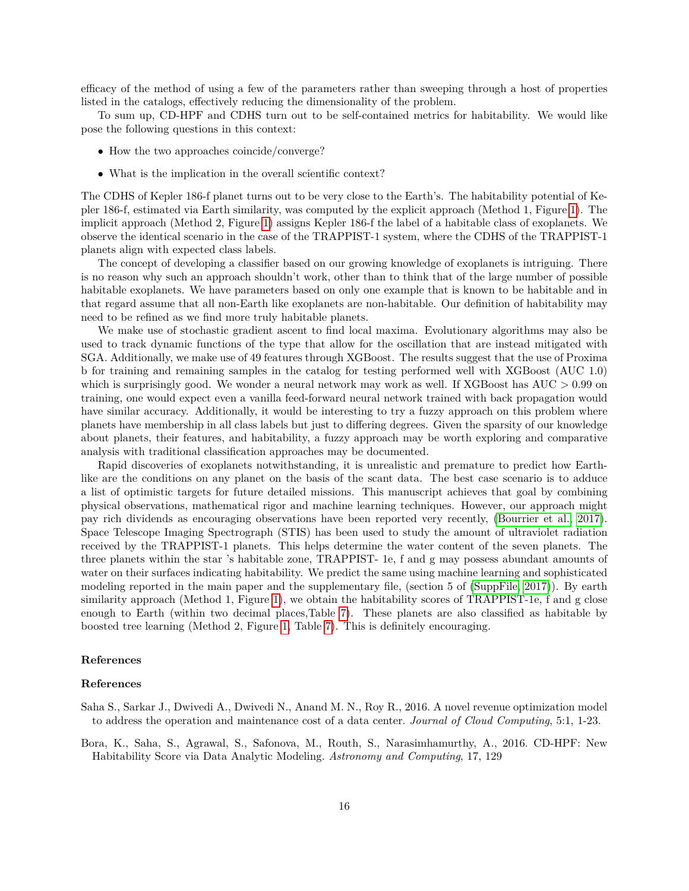efficacy of the method of using a few of the parameters rather than sweeping through a host of properties listed in the catalogs, effectively reducing the dimensionality of the problem.

To sum up, CD-HPF and CDHS turn out to be self-contained metrics for habitability. We would like pose the following questions in this context:

- How the two approaches coincide/converge?
- What is the implication in the overall scientific context?

The CDHS of Kepler 186-f planet turns out to be very close to the Earth's. The habitability potential of Kepler 186-f, estimated via Earth similarity, was computed by the explicit approach (Method 1, Figure 1). The implicit approach (Method 2, Figure 1) assigns Kepler 186-f the label of a habitable class of exoplanets. We observe the identical scenario in the case of the TRAPPIST-1 system, where the CDHS of the TRAPPIST-1 planets align with expected class labels.

The concept of developing a classifier based on our growing knowledge of exoplanets is intriguing. There is no reason why such an approach shouldn't work, other than to think that of the large number of possible habitable exoplanets. We have parameters based on only one example that is known to be habitable and in that regard assume that all non-Earth like exoplanets are non-habitable. Our definition of habitability may need to be refined as we find more truly habitable planets.

We make use of stochastic gradient ascent to find local maxima. Evolutionary algorithms may also be used to track dynamic functions of the type that allow for the oscillation that are instead mitigated with SGA. Additionally, we make use of 49 features through XGBoost. The results suggest that the use of Proxima b for training and remaining samples in the catalog for testing performed well with XGBoost (AUC 1.0) which is surprisingly good. We wonder a neural network may work as well. If XGBoost has AUC $> 0.99$ on training, one would expect even a vanilla feed-forward neural network trained with back propagation would have similar accuracy. Additionally, it would be interesting to try a fuzzy approach on this problem where planets have membership in all class labels but just to differing degrees. Given the sparsity of our knowledge about planets, their features, and habitability, a fuzzy approach may be worth exploring and comparative analysis with traditional classification approaches may be documented.

Rapid discoveries of exoplanets notwithstanding, it is unrealistic and premature to predict how Earth-like are the conditions on any planet on the basis of the scant data. The best case scenario is to adduce a list of optimistic targets for future detailed missions. This manuscript achieves that goal by combining physical observations, mathematical rigor and machine learning techniques. However, our approach might pay rich dividends as encouraging observations have been reported very recently, (Bourrier et al., 2017). Space Telescope Imaging Spectrograph (STIS) has been used to study the amount of ultraviolet radiation received by the TRAPPIST-1 planets. This helps determine the water content of the seven planets. The three planets within the star 's habitable zone, TRAPPIST- 1e, f and g may possess abundant amounts of water on their surfaces indicating habitability. We predict the same using machine learning and sophisticated modeling reported in the main paper and the supplementary file, (section 5 of (SuppFile, 2017)). By earth similarity approach (Method 1, Figure 1), we obtain the habitability scores of TRAPPIST-1e, f and g close enough to Earth (within two decimal places,Table 7). These planets are also classified as habitable by boosted tree learning (Method 2, Figure 1, Table 7). This is definitely encouraging.

## References

## References

Saha S., Sarkar J., Dwivedi A., Dwivedi N., Anand M. N., Roy R., 2016. A novel revenue optimization model to address the operation and maintenance cost of a data center. *Journal of Cloud Computing*, 5:1, 1-23.

Bora, K., Saha, S., Agrawal, S., Safonova, M., Routh, S., Narasimhamurthy, A., 2016. CD-HPF: New Habitability Score via Data Analytic Modeling. *Astronomy and Computing*, 17, 129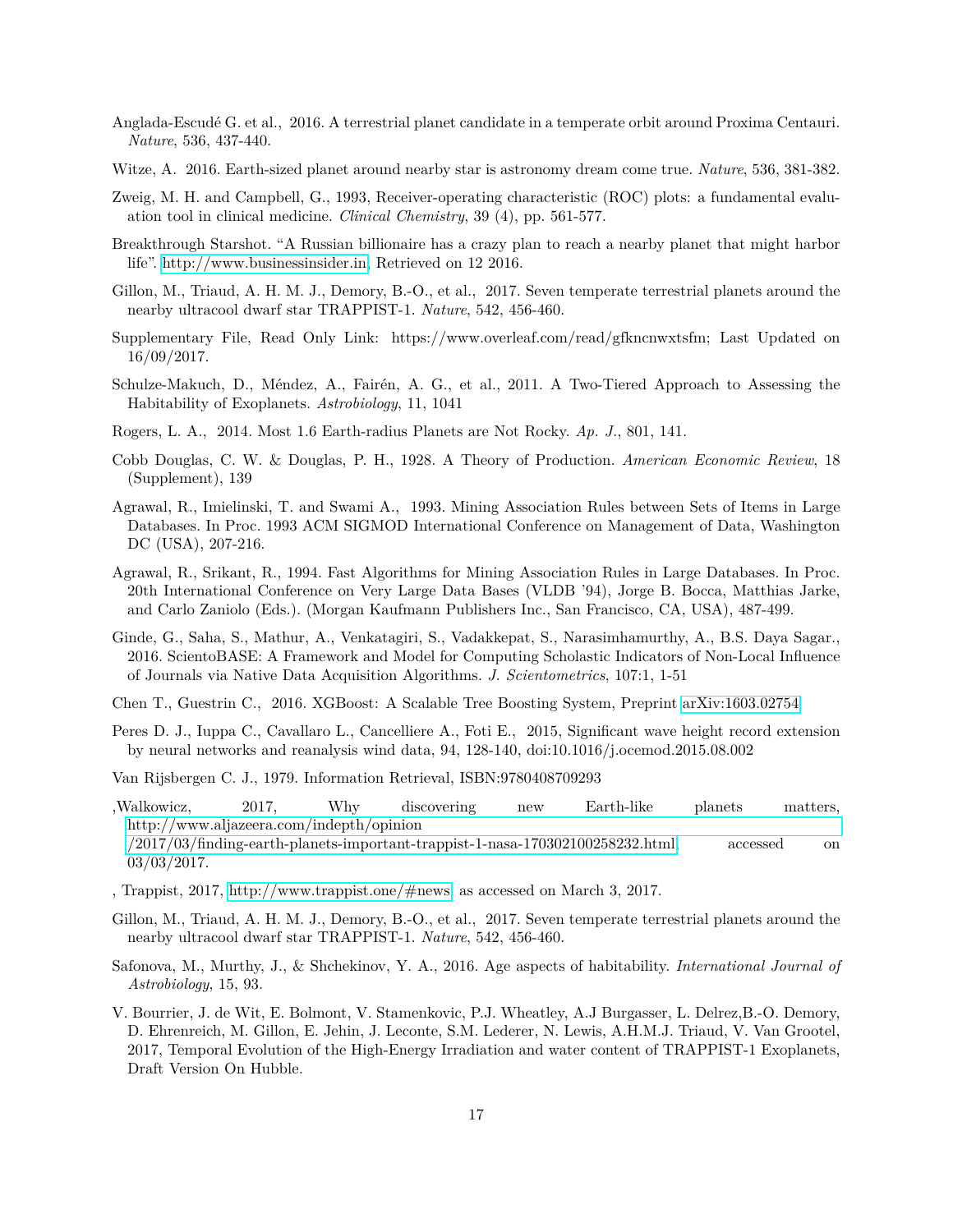Anglada-Escudé G. et al., 2016. A terrestrial planet candidate in a temperate orbit around Proxima Centauri. *Nature*, 536, 437-440.

Witze, A. 2016. Earth-sized planet around nearby star is astronomy dream come true. *Nature*, 536, 381-382.

Zweig, M. H. and Campbell, G., 1993, Receiver-operating characteristic (ROC) plots: a fundamental evaluation tool in clinical medicine. *Clinical Chemistry*, 39 (4), pp. 561-577.

Breakthrough Starshot. "A Russian billionaire has a crazy plan to reach a nearby planet that might harbor life". http://www.businessinsider.in, Retrieved on 12 2016.

Gillon, M., Triaud, A. H. M. J., Demory, B.-O., et al., 2017. Seven temperate terrestrial planets around the nearby ultracool dwarf star TRAPPIST-1. *Nature*, 542, 456-460.

Supplementary File, Read Only Link: https://www.overleaf.com/read/gfkncnwxtsfm; Last Updated on 16/09/2017.

Schulze-Makuch, D., Méndez, A., Fairén, A. G., et al., 2011. A Two-Tiered Approach to Assessing the Habitability of Exoplanets. *Astrobiology*, 11, 1041

Rogers, L. A., 2014. Most 1.6 Earth-radius Planets are Not Rocky. *Ap. J.*, 801, 141.

Cobb Douglas, C. W. & Douglas, P. H., 1928. A Theory of Production. *American Economic Review*, 18 (Supplement), 139

Agrawal, R., Imielinski, T. and Swami A., 1993. Mining Association Rules between Sets of Items in Large Databases. In Proc. 1993 ACM SIGMOD International Conference on Management of Data, Washington DC (USA), 207-216.

Agrawal, R., Srikant, R., 1994. Fast Algorithms for Mining Association Rules in Large Databases. In Proc. 20th International Conference on Very Large Data Bases (VLDB '94), Jorge B. Bocca, Matthias Jarke, and Carlo Zaniolo (Eds.). (Morgan Kaufmann Publishers Inc., San Francisco, CA, USA), 487-499.

Ginde, G., Saha, S., Mathur, A., Venkatagiri, S., Vadakkepat, S., Narasimhamurthy, A., B.S. Daya Sagar., 2016. ScientoBASE: A Framework and Model for Computing Scholastic Indicators of Non-Local Influence of Journals via Native Data Acquisition Algorithms. *J. Scientometrics*, 107:1, 1-51

Chen T., Guestrin C., 2016. XGBoost: A Scalable Tree Boosting System, Preprint arXiv:1603.02754

Peres D. J., Iuppa C., Cavallaro L., Cancelliere A., Foti E., 2015, Significant wave height record extension by neural networks and reanalysis wind data, 94, 128-140, doi:10.1016/j.ocemod.2015.08.002

Van Rijsbergen C. J., 1979. Information Retrieval, ISBN:9780408709293

,Walkowicz, 2017, Why discovering new Earth-like planets matters, http://www.aljazeera.com/indepth/opinion/2017/03/finding-earth-planets-important-trappist-1-nasa-170302100258232.html accessed on 03/03/2017.

, Trappist, 2017, http://www.trappist.one/#news as accessed on March 3, 2017.

Gillon, M., Triaud, A. H. M. J., Demory, B.-O., et al., 2017. Seven temperate terrestrial planets around the nearby ultracool dwarf star TRAPPIST-1. *Nature*, 542, 456-460.

Safonova, M., Murthy, J., & Shchekinov, Y. A., 2016. Age aspects of habitability. *International Journal of Astrobiology*, 15, 93.

V. Bourrier, J. de Wit, E. Bolmont, V. Stamenkovic, P.J. Wheatley, A.J Burgasser, L. Delrez,B.-O. Demory, D. Ehrenreich, M. Gillon, E. Jehin, J. Leconte, S.M. Lederer, N. Lewis, A.H.M.J. Triaud, V. Van Grootel, 2017, Temporal Evolution of the High-Energy Irradiation and water content of TRAPPIST-1 Exoplanets, Draft Version On Hubble.